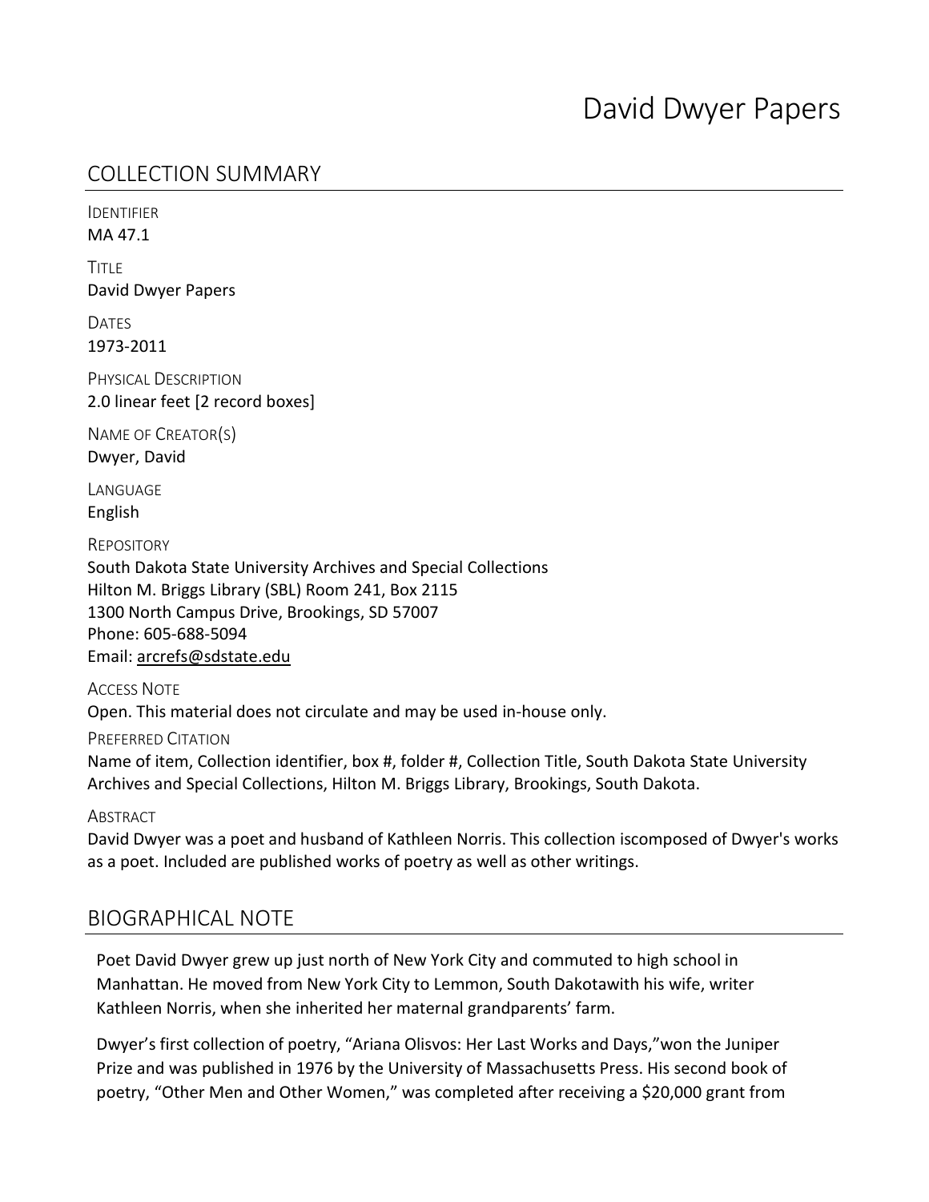# David Dwyer Papers

## COLLECTION SUMMARY

IDENTIFIER
MA 47.1

TITLE
David Dwyer Papers

DATES
1973-2011

PHYSICAL DESCRIPTION
2.0 linear feet [2 record boxes]

NAME OF CREATOR(S)
Dwyer, David

LANGUAGE
English

REPOSITORY
South Dakota State University Archives and Special Collections
Hilton M. Briggs Library (SBL) Room 241, Box 2115
1300 North Campus Drive, Brookings, SD 57007
Phone: 605-688-5094
Email: arcrefs@sdstate.edu

ACCESS NOTE
Open. This material does not circulate and may be used in-house only.

PREFERRED CITATION
Name of item, Collection identifier, box #, folder #, Collection Title, South Dakota State University Archives and Special Collections, Hilton M. Briggs Library, Brookings, South Dakota.

ABSTRACT
David Dwyer was a poet and husband of Kathleen Norris. This collection iscomposed of Dwyer's works as a poet. Included are published works of poetry as well as other writings.

## BIOGRAPHICAL NOTE

Poet David Dwyer grew up just north of New York City and commuted to high school in Manhattan. He moved from New York City to Lemmon, South Dakotawith his wife, writer Kathleen Norris, when she inherited her maternal grandparents' farm.

Dwyer's first collection of poetry, "Ariana Olisvos: Her Last Works and Days,"won the Juniper Prize and was published in 1976 by the University of Massachusetts Press. His second book of poetry, "Other Men and Other Women," was completed after receiving a $20,000 grant from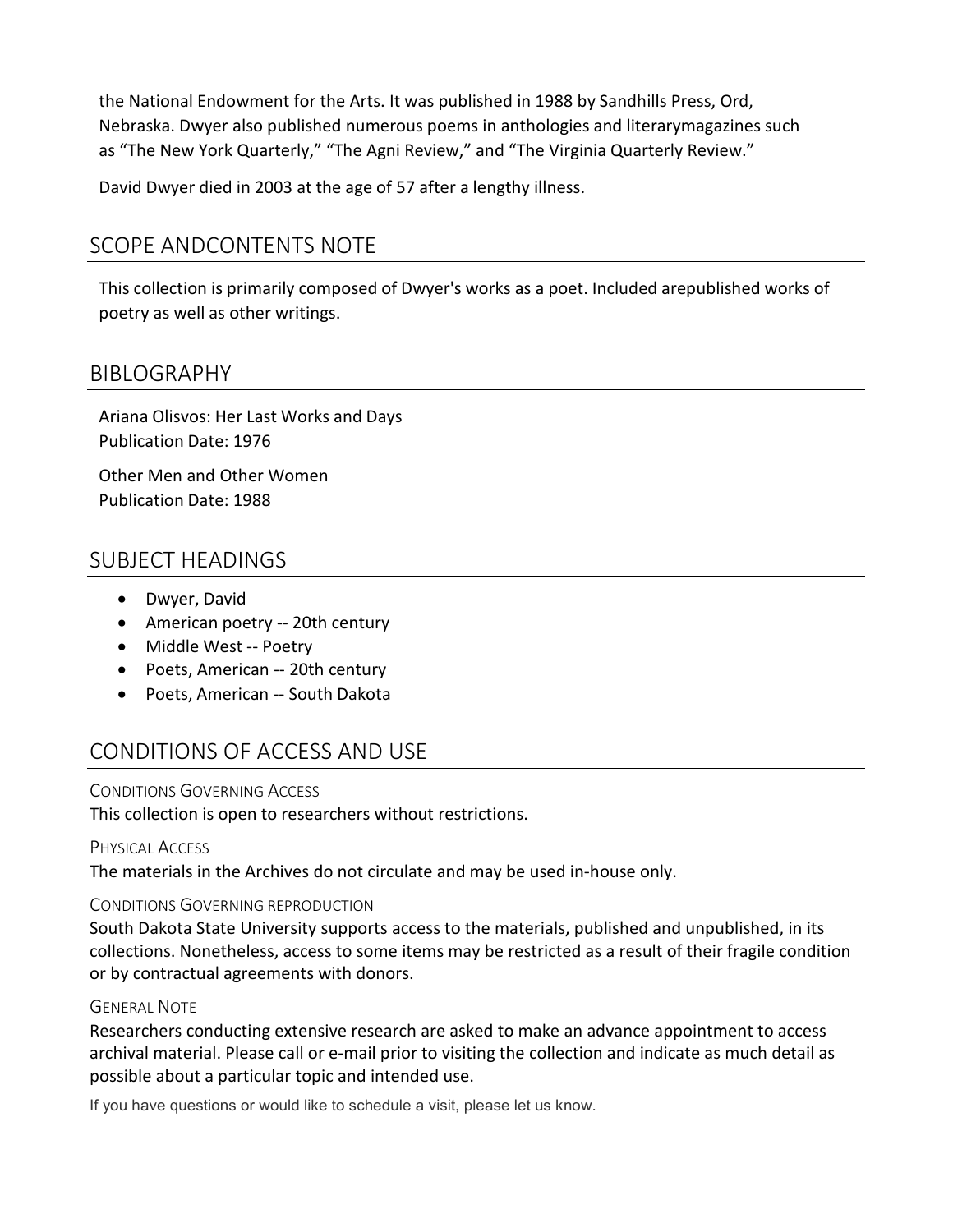the National Endowment for the Arts. It was published in 1988 by Sandhills Press, Ord, Nebraska. Dwyer also published numerous poems in anthologies and literarymagazines such as "The New York Quarterly," "The Agni Review," and "The Virginia Quarterly Review."

David Dwyer died in 2003 at the age of 57 after a lengthy illness.

## SCOPE ANDCONTENTS NOTE

This collection is primarily composed of Dwyer's works as a poet. Included arepublished works of poetry as well as other writings.

## BIBLOGRAPHY

Ariana Olisvos: Her Last Works and Days
Publication Date: 1976

Other Men and Other Women
Publication Date: 1988

## SUBJECT HEADINGS

- Dwyer, David
- American poetry -- 20th century
- Middle West -- Poetry
- Poets, American -- 20th century
- Poets, American -- South Dakota

## CONDITIONS OF ACCESS AND USE

### Conditions Governing Access

This collection is open to researchers without restrictions.

### Physical Access

The materials in the Archives do not circulate and may be used in-house only.

### Conditions Governing reproduction

South Dakota State University supports access to the materials, published and unpublished, in its collections. Nonetheless, access to some items may be restricted as a result of their fragile condition or by contractual agreements with donors.

### General Note

Researchers conducting extensive research are asked to make an advance appointment to access archival material. Please call or e-mail prior to visiting the collection and indicate as much detail as possible about a particular topic and intended use.

If you have questions or would like to schedule a visit, please let us know.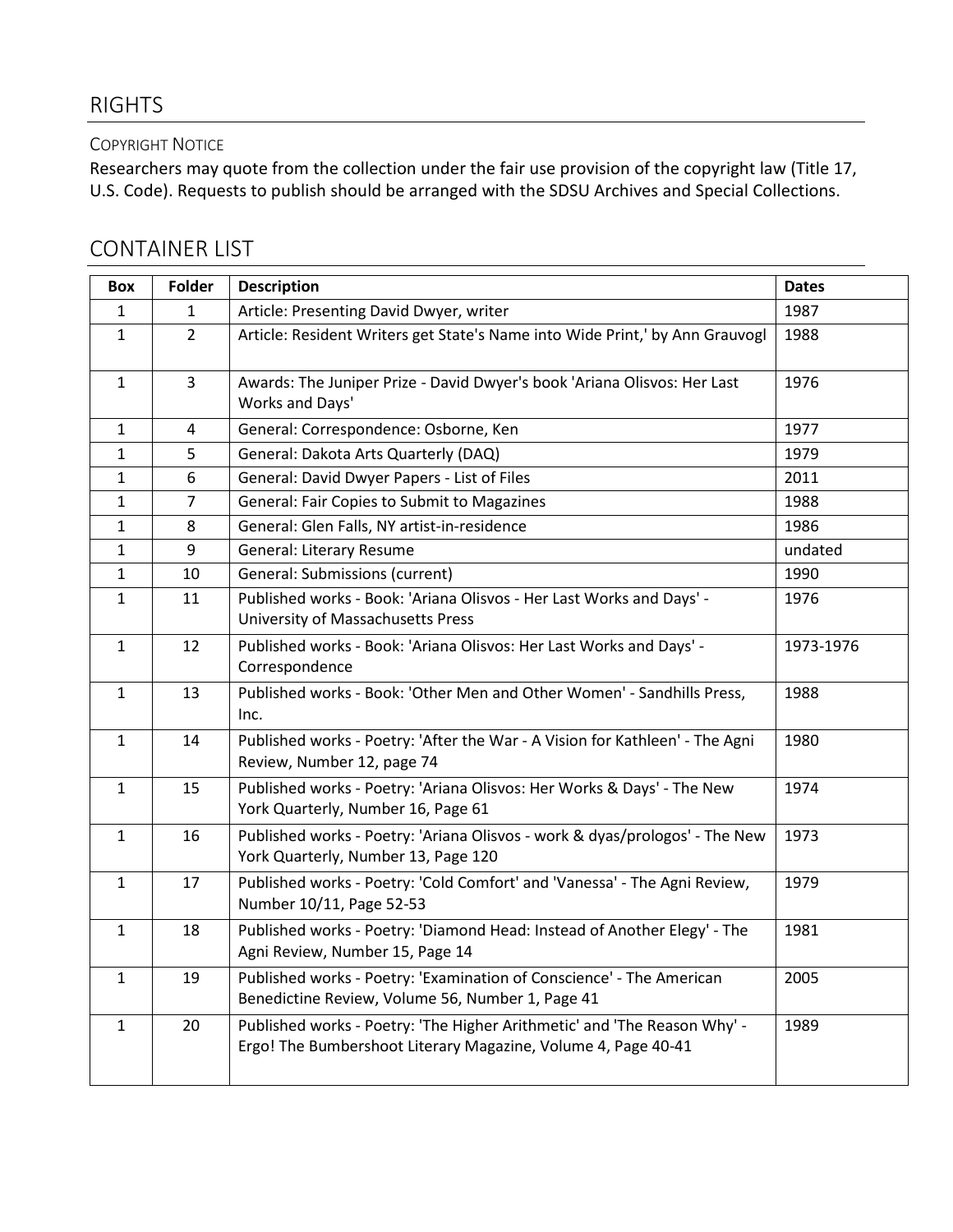## RIGHTS

### COPYRIGHT NOTICE

Researchers may quote from the collection under the fair use provision of the copyright law (Title 17, U.S. Code). Requests to publish should be arranged with the SDSU Archives and Special Collections.

## CONTAINER LIST

| Box | Folder | Description | Dates |
|---|---|---|---|
| 1 | 1 | Article: Presenting David Dwyer, writer | 1987 |
| 1 | 2 | Article: Resident Writers get State's Name into Wide Print,' by Ann Grauvogl | 1988 |
| 1 | 3 | Awards: The Juniper Prize - David Dwyer's book 'Ariana Olisvos: Her Last Works and Days' | 1976 |
| 1 | 4 | General: Correspondence: Osborne, Ken | 1977 |
| 1 | 5 | General: Dakota Arts Quarterly (DAQ) | 1979 |
| 1 | 6 | General: David Dwyer Papers - List of Files | 2011 |
| 1 | 7 | General: Fair Copies to Submit to Magazines | 1988 |
| 1 | 8 | General: Glen Falls, NY artist-in-residence | 1986 |
| 1 | 9 | General: Literary Resume | undated |
| 1 | 10 | General: Submissions (current) | 1990 |
| 1 | 11 | Published works - Book: 'Ariana Olisvos - Her Last Works and Days' - University of Massachusetts Press | 1976 |
| 1 | 12 | Published works - Book: 'Ariana Olisvos: Her Last Works and Days' - Correspondence | 1973-1976 |
| 1 | 13 | Published works - Book: 'Other Men and Other Women' - Sandhills Press, Inc. | 1988 |
| 1 | 14 | Published works - Poetry: 'After the War - A Vision for Kathleen' - The Agni Review, Number 12, page 74 | 1980 |
| 1 | 15 | Published works - Poetry: 'Ariana Olisvos: Her Works & Days' - The New York Quarterly, Number 16, Page 61 | 1974 |
| 1 | 16 | Published works - Poetry: 'Ariana Olisvos - work & dyas/prologos' - The New York Quarterly, Number 13, Page 120 | 1973 |
| 1 | 17 | Published works - Poetry: 'Cold Comfort' and 'Vanessa' - The Agni Review, Number 10/11, Page 52-53 | 1979 |
| 1 | 18 | Published works - Poetry: 'Diamond Head: Instead of Another Elegy' - The Agni Review, Number 15, Page 14 | 1981 |
| 1 | 19 | Published works - Poetry: 'Examination of Conscience' - The American Benedictine Review, Volume 56, Number 1, Page 41 | 2005 |
| 1 | 20 | Published works - Poetry: 'The Higher Arithmetic' and 'The Reason Why' - Ergo! The Bumbershoot Literary Magazine, Volume 4, Page 40-41 | 1989 |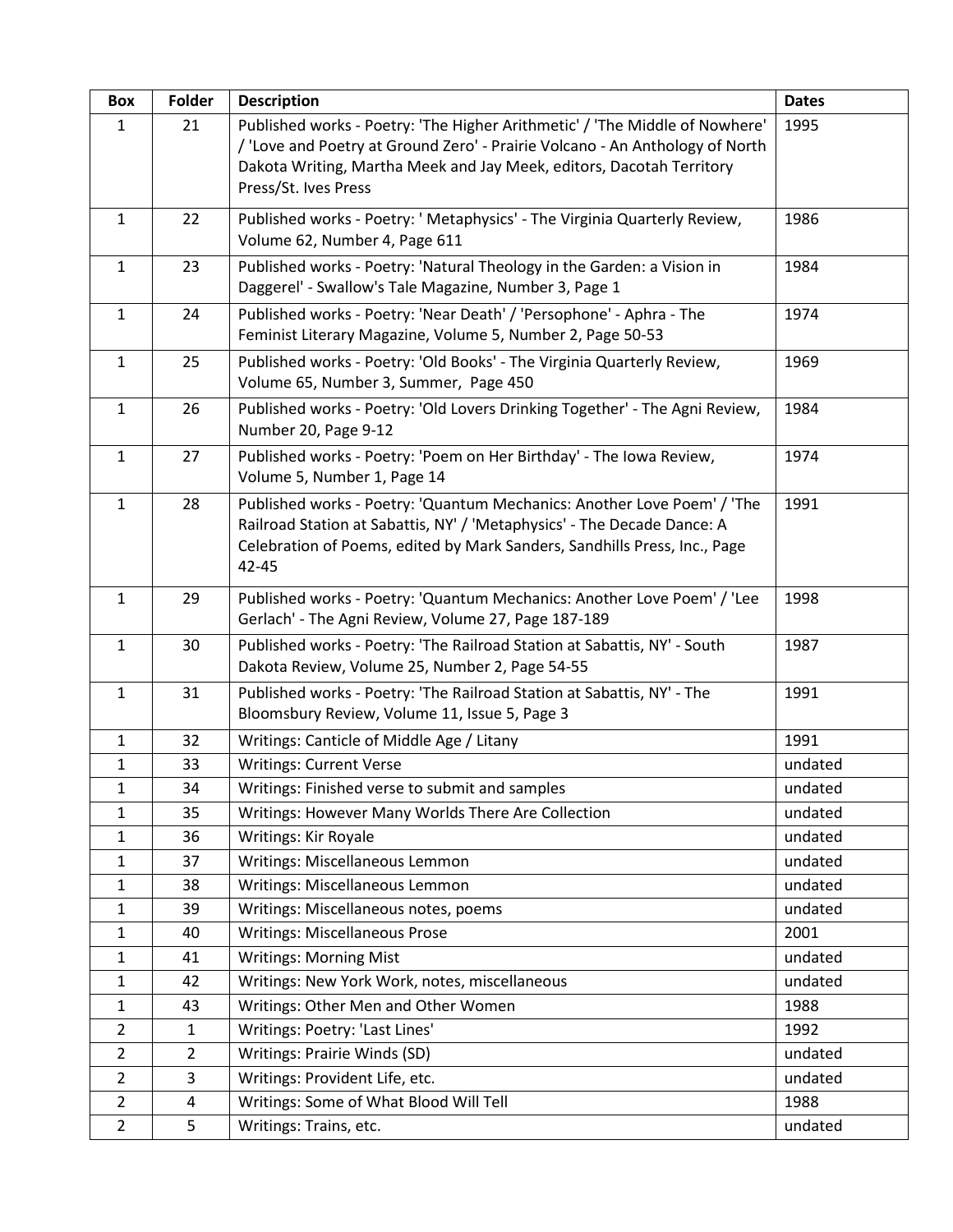| Box | Folder | Description | Dates |
| --- | --- | --- | --- |
| 1 | 21 | Published works - Poetry: 'The Higher Arithmetic' / 'The Middle of Nowhere' / 'Love and Poetry at Ground Zero' - Prairie Volcano - An Anthology of North Dakota Writing, Martha Meek and Jay Meek, editors, Dacotah Territory Press/St. Ives Press | 1995 |
| 1 | 22 | Published works - Poetry: ' Metaphysics' - The Virginia Quarterly Review, Volume 62, Number 4, Page 611 | 1986 |
| 1 | 23 | Published works - Poetry: 'Natural Theology in the Garden: a Vision in Daggerel' - Swallow's Tale Magazine, Number 3, Page 1 | 1984 |
| 1 | 24 | Published works - Poetry: 'Near Death' / 'Persophone' - Aphra - The Feminist Literary Magazine, Volume 5, Number 2, Page 50-53 | 1974 |
| 1 | 25 | Published works - Poetry: 'Old Books' - The Virginia Quarterly Review, Volume 65, Number 3, Summer, Page 450 | 1969 |
| 1 | 26 | Published works - Poetry: 'Old Lovers Drinking Together' - The Agni Review, Number 20, Page 9-12 | 1984 |
| 1 | 27 | Published works - Poetry: 'Poem on Her Birthday' - The Iowa Review, Volume 5, Number 1, Page 14 | 1974 |
| 1 | 28 | Published works - Poetry: 'Quantum Mechanics: Another Love Poem' / 'The Railroad Station at Sabattis, NY' / 'Metaphysics' - The Decade Dance: A Celebration of Poems, edited by Mark Sanders, Sandhills Press, Inc., Page 42-45 | 1991 |
| 1 | 29 | Published works - Poetry: 'Quantum Mechanics: Another Love Poem' / 'Lee Gerlach' - The Agni Review, Volume 27, Page 187-189 | 1998 |
| 1 | 30 | Published works - Poetry: 'The Railroad Station at Sabattis, NY' - South Dakota Review, Volume 25, Number 2, Page 54-55 | 1987 |
| 1 | 31 | Published works - Poetry: 'The Railroad Station at Sabattis, NY' - The Bloomsbury Review, Volume 11, Issue 5, Page 3 | 1991 |
| 1 | 32 | Writings: Canticle of Middle Age / Litany | 1991 |
| 1 | 33 | Writings: Current Verse | undated |
| 1 | 34 | Writings: Finished verse to submit and samples | undated |
| 1 | 35 | Writings: However Many Worlds There Are Collection | undated |
| 1 | 36 | Writings: Kir Royale | undated |
| 1 | 37 | Writings: Miscellaneous Lemmon | undated |
| 1 | 38 | Writings: Miscellaneous Lemmon | undated |
| 1 | 39 | Writings: Miscellaneous notes, poems | undated |
| 1 | 40 | Writings: Miscellaneous Prose | 2001 |
| 1 | 41 | Writings: Morning Mist | undated |
| 1 | 42 | Writings: New York Work, notes, miscellaneous | undated |
| 1 | 43 | Writings: Other Men and Other Women | 1988 |
| 2 | 1 | Writings: Poetry: 'Last Lines' | 1992 |
| 2 | 2 | Writings: Prairie Winds (SD) | undated |
| 2 | 3 | Writings: Provident Life, etc. | undated |
| 2 | 4 | Writings: Some of What Blood Will Tell | 1988 |
| 2 | 5 | Writings: Trains, etc. | undated |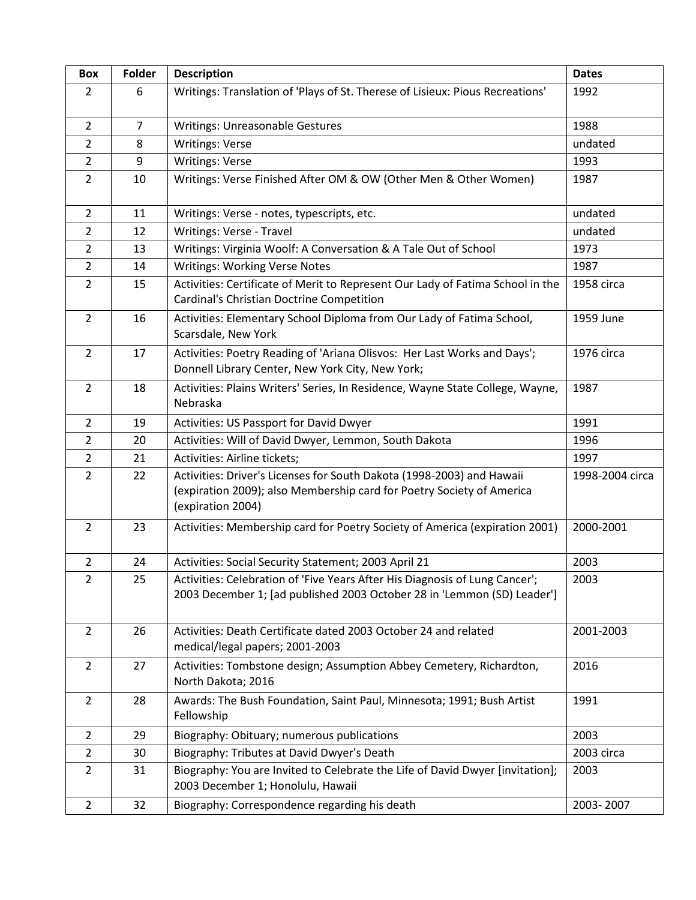| Box | Folder | Description | Dates |
|---|---|---|---|
| 2 | 6 | Writings: Translation of 'Plays of St. Therese of Lisieux: Pious Recreations' | 1992 |
| 2 | 7 | Writings: Unreasonable Gestures | 1988 |
| 2 | 8 | Writings: Verse | undated |
| 2 | 9 | Writings: Verse | 1993 |
| 2 | 10 | Writings: Verse Finished After OM & OW (Other Men & Other Women) | 1987 |
| 2 | 11 | Writings: Verse - notes, typescripts, etc. | undated |
| 2 | 12 | Writings: Verse - Travel | undated |
| 2 | 13 | Writings: Virginia Woolf: A Conversation & A Tale Out of School | 1973 |
| 2 | 14 | Writings: Working Verse Notes | 1987 |
| 2 | 15 | Activities: Certificate of Merit to Represent Our Lady of Fatima School in the Cardinal's Christian Doctrine Competition | 1958 circa |
| 2 | 16 | Activities: Elementary School Diploma from Our Lady of Fatima School, Scarsdale, New York | 1959 June |
| 2 | 17 | Activities: Poetry Reading of 'Ariana Olisvos: Her Last Works and Days'; Donnell Library Center, New York City, New York; | 1976 circa |
| 2 | 18 | Activities: Plains Writers' Series, In Residence, Wayne State College, Wayne, Nebraska | 1987 |
| 2 | 19 | Activities: US Passport for David Dwyer | 1991 |
| 2 | 20 | Activities: Will of David Dwyer, Lemmon, South Dakota | 1996 |
| 2 | 21 | Activities: Airline tickets; | 1997 |
| 2 | 22 | Activities: Driver's Licenses for South Dakota (1998-2003) and Hawaii (expiration 2009); also Membership card for Poetry Society of America (expiration 2004) | 1998-2004 circa |
| 2 | 23 | Activities: Membership card for Poetry Society of America (expiration 2001) | 2000-2001 |
| 2 | 24 | Activities: Social Security Statement; 2003 April 21 | 2003 |
| 2 | 25 | Activities: Celebration of 'Five Years After His Diagnosis of Lung Cancer'; 2003 December 1; [ad published 2003 October 28 in 'Lemmon (SD) Leader'] | 2003 |
| 2 | 26 | Activities: Death Certificate dated 2003 October 24 and related medical/legal papers; 2001-2003 | 2001-2003 |
| 2 | 27 | Activities: Tombstone design; Assumption Abbey Cemetery, Richardton, North Dakota; 2016 | 2016 |
| 2 | 28 | Awards: The Bush Foundation, Saint Paul, Minnesota; 1991; Bush Artist Fellowship | 1991 |
| 2 | 29 | Biography: Obituary; numerous publications | 2003 |
| 2 | 30 | Biography: Tributes at David Dwyer's Death | 2003 circa |
| 2 | 31 | Biography: You are Invited to Celebrate the Life of David Dwyer [invitation]; 2003 December 1; Honolulu, Hawaii | 2003 |
| 2 | 32 | Biography: Correspondence regarding his death | 2003- 2007 |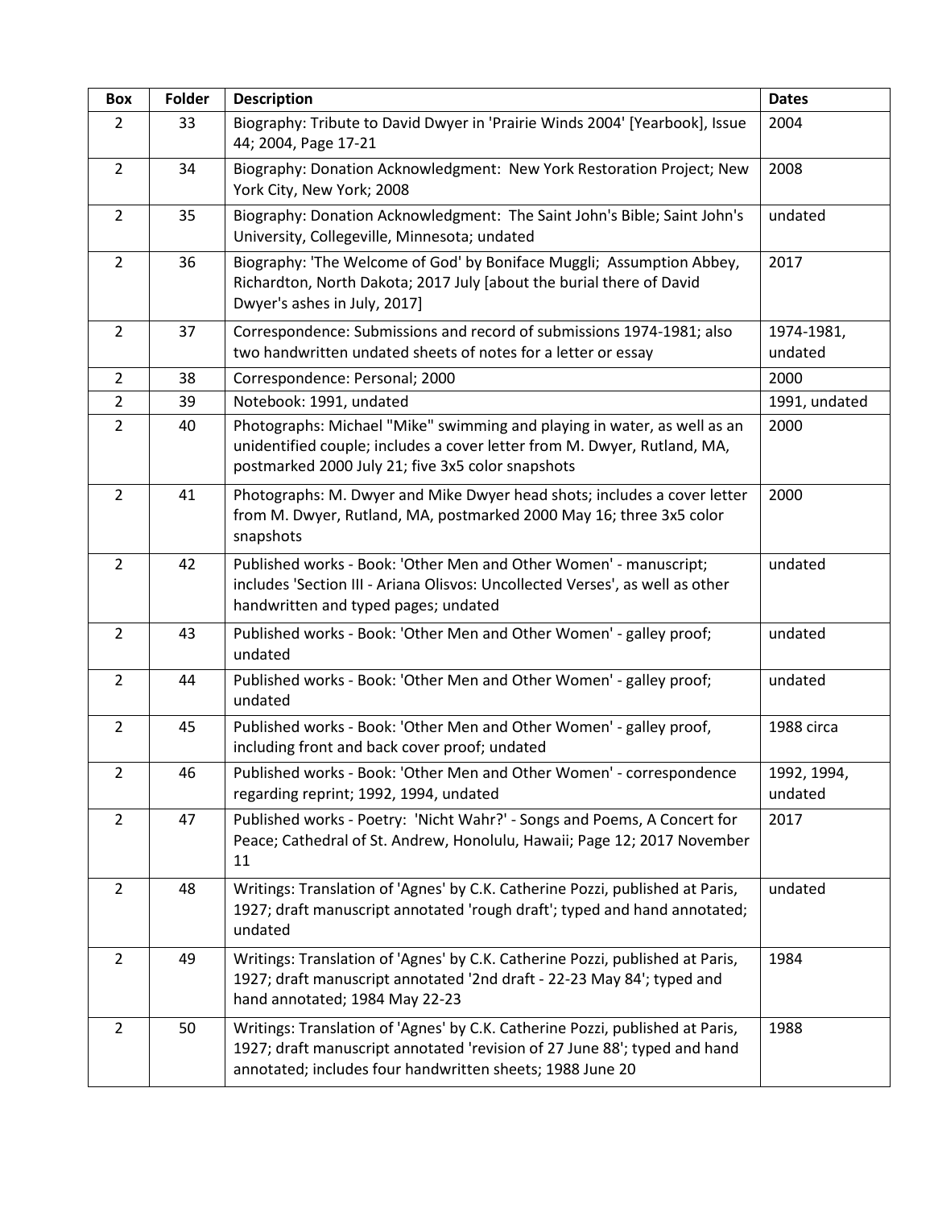| Box | Folder | Description | Dates |
| --- | --- | --- | --- |
| 2 | 33 | Biography: Tribute to David Dwyer in 'Prairie Winds 2004' [Yearbook], Issue 44; 2004, Page 17-21 | 2004 |
| 2 | 34 | Biography: Donation Acknowledgment: New York Restoration Project; New York City, New York; 2008 | 2008 |
| 2 | 35 | Biography: Donation Acknowledgment: The Saint John's Bible; Saint John's University, Collegeville, Minnesota; undated | undated |
| 2 | 36 | Biography: 'The Welcome of God' by Boniface Muggli; Assumption Abbey, Richardton, North Dakota; 2017 July [about the burial there of David Dwyer's ashes in July, 2017] | 2017 |
| 2 | 37 | Correspondence: Submissions and record of submissions 1974-1981; also two handwritten undated sheets of notes for a letter or essay | 1974-1981, undated |
| 2 | 38 | Correspondence: Personal; 2000 | 2000 |
| 2 | 39 | Notebook: 1991, undated | 1991, undated |
| 2 | 40 | Photographs: Michael "Mike" swimming and playing in water, as well as an unidentified couple; includes a cover letter from M. Dwyer, Rutland, MA, postmarked 2000 July 21; five 3x5 color snapshots | 2000 |
| 2 | 41 | Photographs: M. Dwyer and Mike Dwyer head shots; includes a cover letter from M. Dwyer, Rutland, MA, postmarked 2000 May 16; three 3x5 color snapshots | 2000 |
| 2 | 42 | Published works - Book: 'Other Men and Other Women' - manuscript; includes 'Section III - Ariana Olisvos: Uncollected Verses', as well as other handwritten and typed pages; undated | undated |
| 2 | 43 | Published works - Book: 'Other Men and Other Women' - galley proof; undated | undated |
| 2 | 44 | Published works - Book: 'Other Men and Other Women' - galley proof; undated | undated |
| 2 | 45 | Published works - Book: 'Other Men and Other Women' - galley proof, including front and back cover proof; undated | 1988 circa |
| 2 | 46 | Published works - Book: 'Other Men and Other Women' - correspondence regarding reprint; 1992, 1994, undated | 1992, 1994, undated |
| 2 | 47 | Published works - Poetry: 'Nicht Wahr?' - Songs and Poems, A Concert for Peace; Cathedral of St. Andrew, Honolulu, Hawaii; Page 12; 2017 November 11 | 2017 |
| 2 | 48 | Writings: Translation of 'Agnes' by C.K. Catherine Pozzi, published at Paris, 1927; draft manuscript annotated 'rough draft'; typed and hand annotated; undated | undated |
| 2 | 49 | Writings: Translation of 'Agnes' by C.K. Catherine Pozzi, published at Paris, 1927; draft manuscript annotated '2nd draft - 22-23 May 84'; typed and hand annotated; 1984 May 22-23 | 1984 |
| 2 | 50 | Writings: Translation of 'Agnes' by C.K. Catherine Pozzi, published at Paris, 1927; draft manuscript annotated 'revision of 27 June 88'; typed and hand annotated; includes four handwritten sheets; 1988 June 20 | 1988 |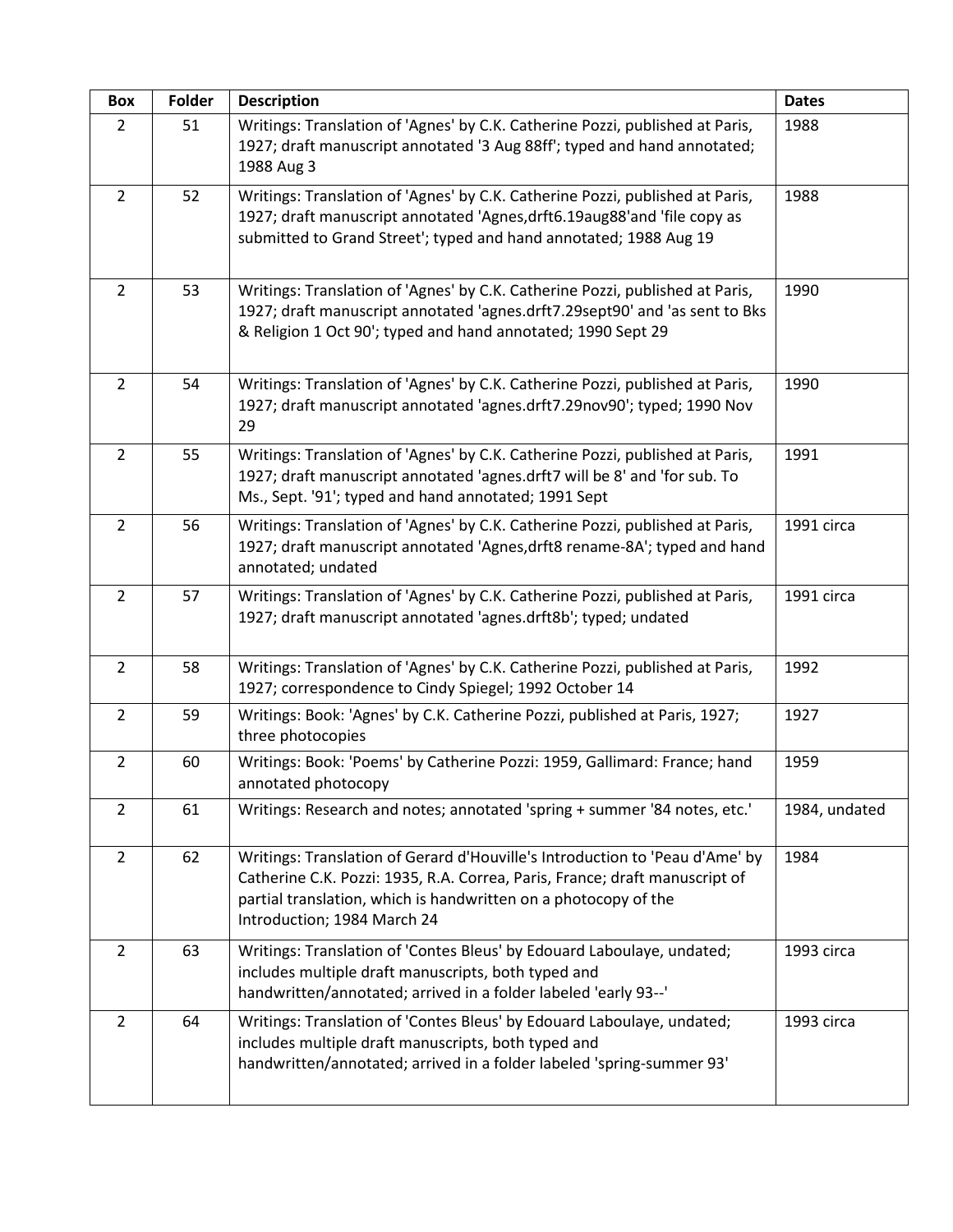| Box | Folder | Description | Dates |
|---|---|---|---|
| 2 | 51 | Writings: Translation of 'Agnes' by C.K. Catherine Pozzi, published at Paris, 1927; draft manuscript annotated '3 Aug 88ff'; typed and hand annotated; 1988 Aug 3 | 1988 |
| 2 | 52 | Writings: Translation of 'Agnes' by C.K. Catherine Pozzi, published at Paris, 1927; draft manuscript annotated 'Agnes,drft6.19aug88'and 'file copy as submitted to Grand Street'; typed and hand annotated; 1988 Aug 19 | 1988 |
| 2 | 53 | Writings: Translation of 'Agnes' by C.K. Catherine Pozzi, published at Paris, 1927; draft manuscript annotated 'agnes.drft7.29sept90' and 'as sent to Bks & Religion 1 Oct 90'; typed and hand annotated; 1990 Sept 29 | 1990 |
| 2 | 54 | Writings: Translation of 'Agnes' by C.K. Catherine Pozzi, published at Paris, 1927; draft manuscript annotated 'agnes.drft7.29nov90'; typed; 1990 Nov 29 | 1990 |
| 2 | 55 | Writings: Translation of 'Agnes' by C.K. Catherine Pozzi, published at Paris, 1927; draft manuscript annotated 'agnes.drft7 will be 8' and 'for sub. To Ms., Sept. '91'; typed and hand annotated; 1991 Sept | 1991 |
| 2 | 56 | Writings: Translation of 'Agnes' by C.K. Catherine Pozzi, published at Paris, 1927; draft manuscript annotated 'Agnes,drft8 rename-8A'; typed and hand annotated; undated | 1991 circa |
| 2 | 57 | Writings: Translation of 'Agnes' by C.K. Catherine Pozzi, published at Paris, 1927; draft manuscript annotated 'agnes.drft8b'; typed; undated | 1991 circa |
| 2 | 58 | Writings: Translation of 'Agnes' by C.K. Catherine Pozzi, published at Paris, 1927; correspondence to Cindy Spiegel; 1992 October 14 | 1992 |
| 2 | 59 | Writings: Book: 'Agnes' by C.K. Catherine Pozzi, published at Paris, 1927; three photocopies | 1927 |
| 2 | 60 | Writings: Book: 'Poems' by Catherine Pozzi: 1959, Gallimard: France; hand annotated photocopy | 1959 |
| 2 | 61 | Writings: Research and notes; annotated 'spring + summer '84 notes, etc.' | 1984, undated |
| 2 | 62 | Writings: Translation of Gerard d'Houville's Introduction to 'Peau d'Ame' by Catherine C.K. Pozzi: 1935, R.A. Correa, Paris, France; draft manuscript of partial translation, which is handwritten on a photocopy of the Introduction; 1984 March 24 | 1984 |
| 2 | 63 | Writings: Translation of 'Contes Bleus' by Edouard Laboulaye, undated; includes multiple draft manuscripts, both typed and handwritten/annotated; arrived in a folder labeled 'early 93--' | 1993 circa |
| 2 | 64 | Writings: Translation of 'Contes Bleus' by Edouard Laboulaye, undated; includes multiple draft manuscripts, both typed and handwritten/annotated; arrived in a folder labeled 'spring-summer 93' | 1993 circa |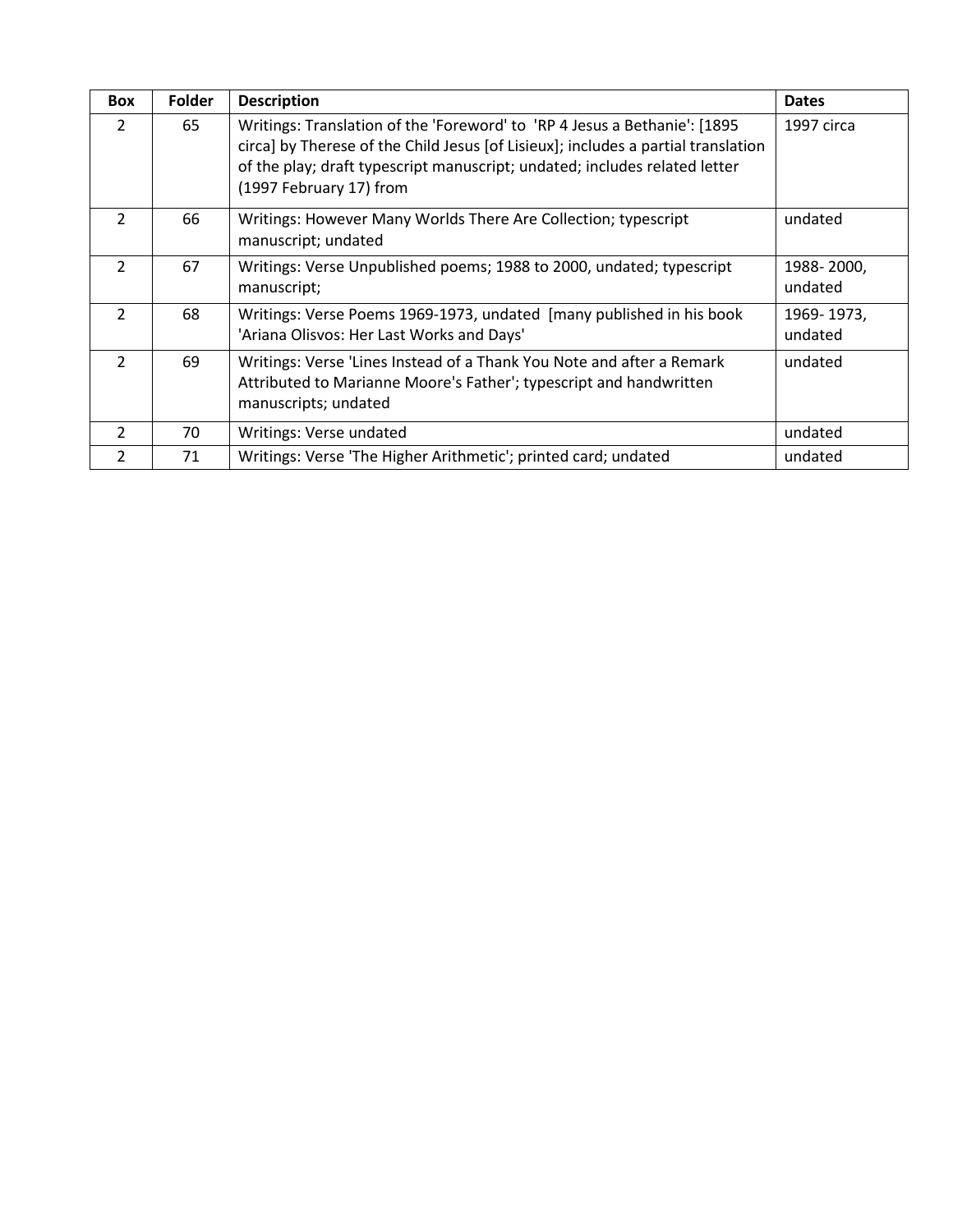| Box | Folder | Description | Dates |
| --- | --- | --- | --- |
| 2 | 65 | Writings: Translation of the 'Foreword' to 'RP 4 Jesus a Bethanie': [1895 circa] by Therese of the Child Jesus [of Lisieux]; includes a partial translation of the play; draft typescript manuscript; undated; includes related letter (1997 February 17) from | 1997 circa |
| 2 | 66 | Writings: However Many Worlds There Are Collection; typescript manuscript; undated | undated |
| 2 | 67 | Writings: Verse Unpublished poems; 1988 to 2000, undated; typescript manuscript; | 1988- 2000, undated |
| 2 | 68 | Writings: Verse Poems 1969-1973, undated [many published in his book 'Ariana Olisvos: Her Last Works and Days' | 1969- 1973, undated |
| 2 | 69 | Writings: Verse 'Lines Instead of a Thank You Note and after a Remark Attributed to Marianne Moore's Father'; typescript and handwritten manuscripts; undated | undated |
| 2 | 70 | Writings: Verse undated | undated |
| 2 | 71 | Writings: Verse 'The Higher Arithmetic'; printed card; undated | undated |